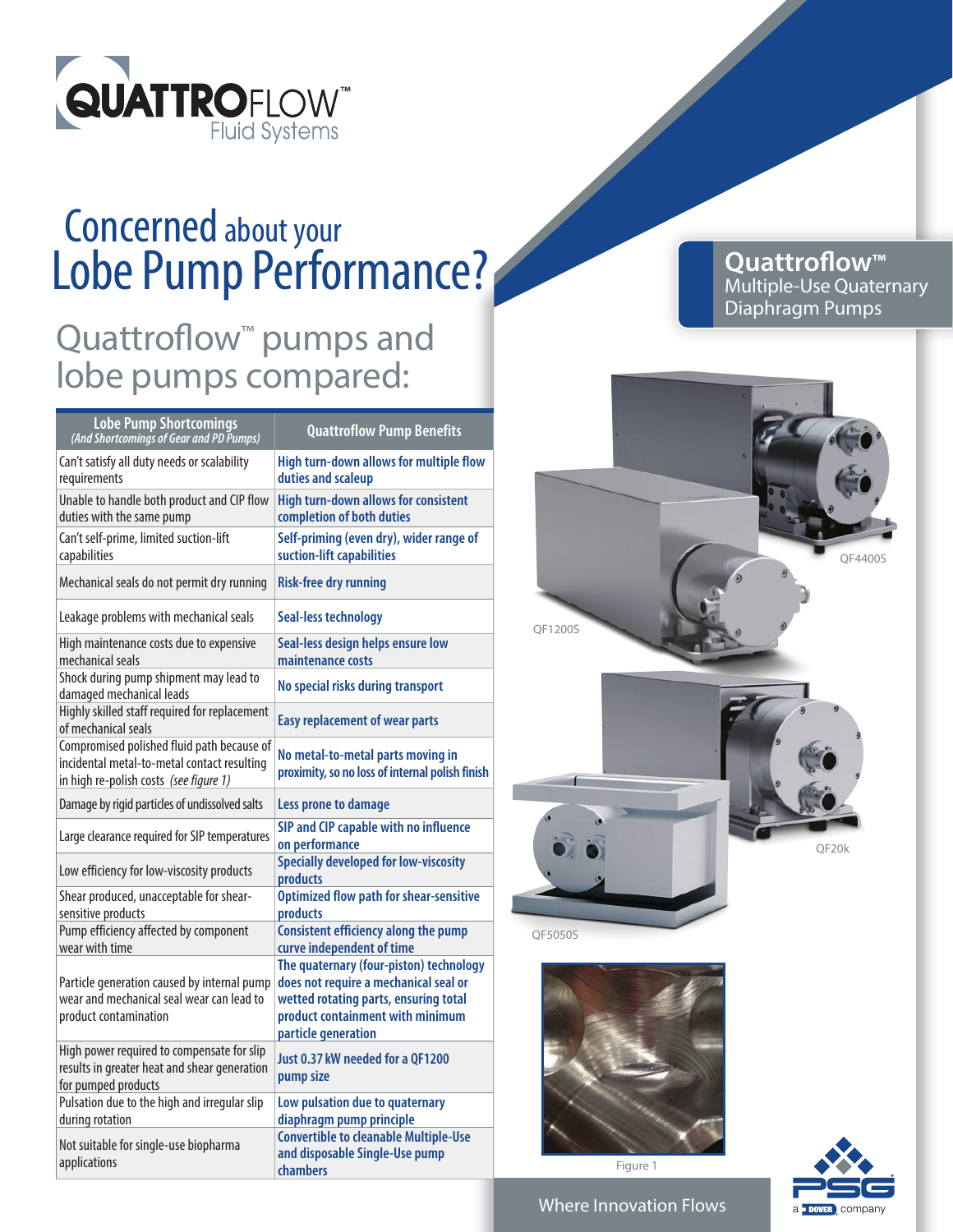# QUATTROFLOW™ Fluid Systems

# Concerned about your Lobe Pump Performance?

## Quattroflow™ pumps and lobe pumps compared:

| Lobe Pump Shortcomings *(And Shortcomings of Gear and PD Pumps)* | Quattroflow Pump Benefits |
|---|---|
| Can't satisfy all duty needs or scalability requirements | **High turn-down allows for multiple flow duties and scaleup** |
| Unable to handle both product and CIP flow duties with the same pump | **High turn-down allows for consistent completion of both duties** |
| Can't self-prime, limited suction-lift capabilities | **Self-priming (even dry), wider range of suction-lift capabilities** |
| Mechanical seals do not permit dry running | **Risk-free dry running** |
| Leakage problems with mechanical seals | **Seal-less technology** |
| High maintenance costs due to expensive mechanical seals | **Seal-less design helps ensure low maintenance costs** |
| Shock during pump shipment may lead to damaged mechanical leads | **No special risks during transport** |
| Highly skilled staff required for replacement of mechanical seals | **Easy replacement of wear parts** |
| Compromised polished fluid path because of incidental metal-to-metal contact resulting in high re-polish costs *(see figure 1)* | **No metal-to-metal parts moving in proximity, so no loss of internal polish finish** |
| Damage by rigid particles of undissolved salts | **Less prone to damage** |
| Large clearance required for SIP temperatures | **SIP and CIP capable with no influence on performance** |
| Low efficiency for low-viscosity products | **Specially developed for low-viscosity products** |
| Shear produced, unacceptable for shear-sensitive products | **Optimized flow path for shear-sensitive products** |
| Pump efficiency affected by component wear with time | **Consistent efficiency along the pump curve independent of time** |
| Particle generation caused by internal pump wear and mechanical seal wear can lead to product contamination | **The quaternary (four-piston) technology does not require a mechanical seal or wetted rotating parts, ensuring total product containment with minimum particle generation** |
| High power required to compensate for slip results in greater heat and shear generation for pumped products | **Just 0.37 kW needed for a QF1200 pump size** |
| Pulsation due to the high and irregular slip during rotation | **Low pulsation due to quaternary diaphragm pump principle** |
| Not suitable for single-use biopharma applications | **Convertible to cleanable Multiple-Use and disposable Single-Use pump chambers** |

**Quattroflow™** Multiple-Use Quaternary Diaphragm Pumps

QF4400S

QF1200S

QF20k

QF5050S

Figure 1

Where Innovation Flows

PSG a DOVER company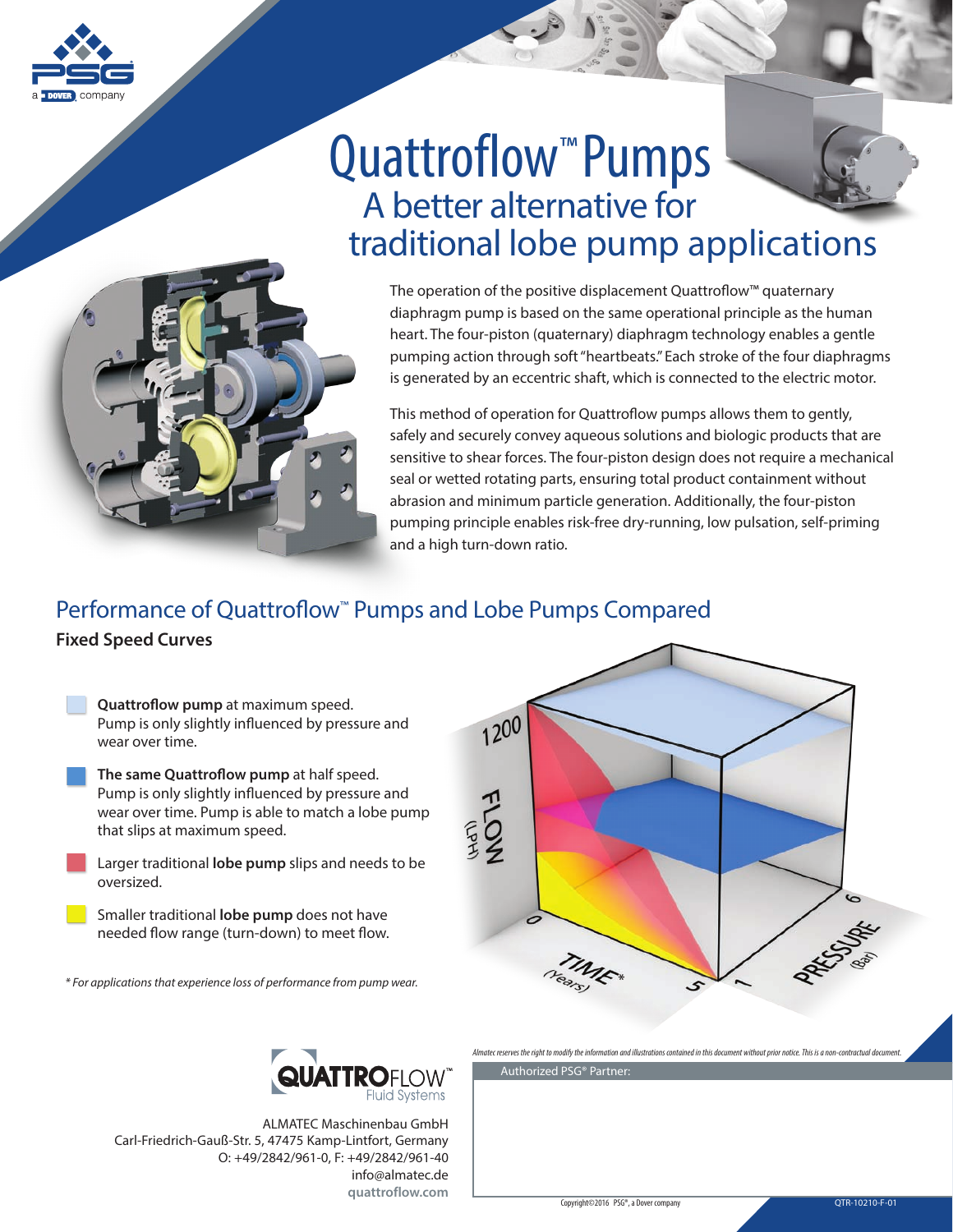# Quattroflow™ Pumps

## A better alternative for traditional lobe pump applications

The operation of the positive displacement Quattroflow™ quaternary diaphragm pump is based on the same operational principle as the human heart. The four-piston (quaternary) diaphragm technology enables a gentle pumping action through soft "heartbeats." Each stroke of the four diaphragms is generated by an eccentric shaft, which is connected to the electric motor.

This method of operation for Quattroflow pumps allows them to gently, safely and securely convey aqueous solutions and biologic products that are sensitive to shear forces. The four-piston design does not require a mechanical seal or wetted rotating parts, ensuring total product containment without abrasion and minimum particle generation. Additionally, the four-piston pumping principle enables risk-free dry-running, low pulsation, self-priming and a high turn-down ratio.

## Performance of Quattroflow™ Pumps and Lobe Pumps Compared

**Fixed Speed Curves**

- **Quattroflow pump** at maximum speed. Pump is only slightly influenced by pressure and wear over time.
- **The same Quattroflow pump** at half speed. Pump is only slightly influenced by pressure and wear over time. Pump is able to match a lobe pump that slips at maximum speed.
- Larger traditional **lobe pump** slips and needs to be oversized.
- Smaller traditional **lobe pump** does not have needed flow range (turn-down) to meet flow.

*\* For applications that experience loss of performance from pump wear.*

1200
FLOW
(LPH)
0
TIME*
(Years)
5
1
6
PRESSURE
(Bar)

ALMATEC Maschinenbau GmbH
Carl-Friedrich-Gauß-Str. 5, 47475 Kamp-Lintfort, Germany
O: +49/2842/961-0, F: +49/2842/961-40
info@almatec.de
quattroflow.com

*Almatec reserves the right to modify the information and illustrations contained in this document without prior notice. This is a non-contractual document.*

Authorized PSG® Partner:

Copyright©2016 PSG®, a Dover company

QTR-10210-F-01